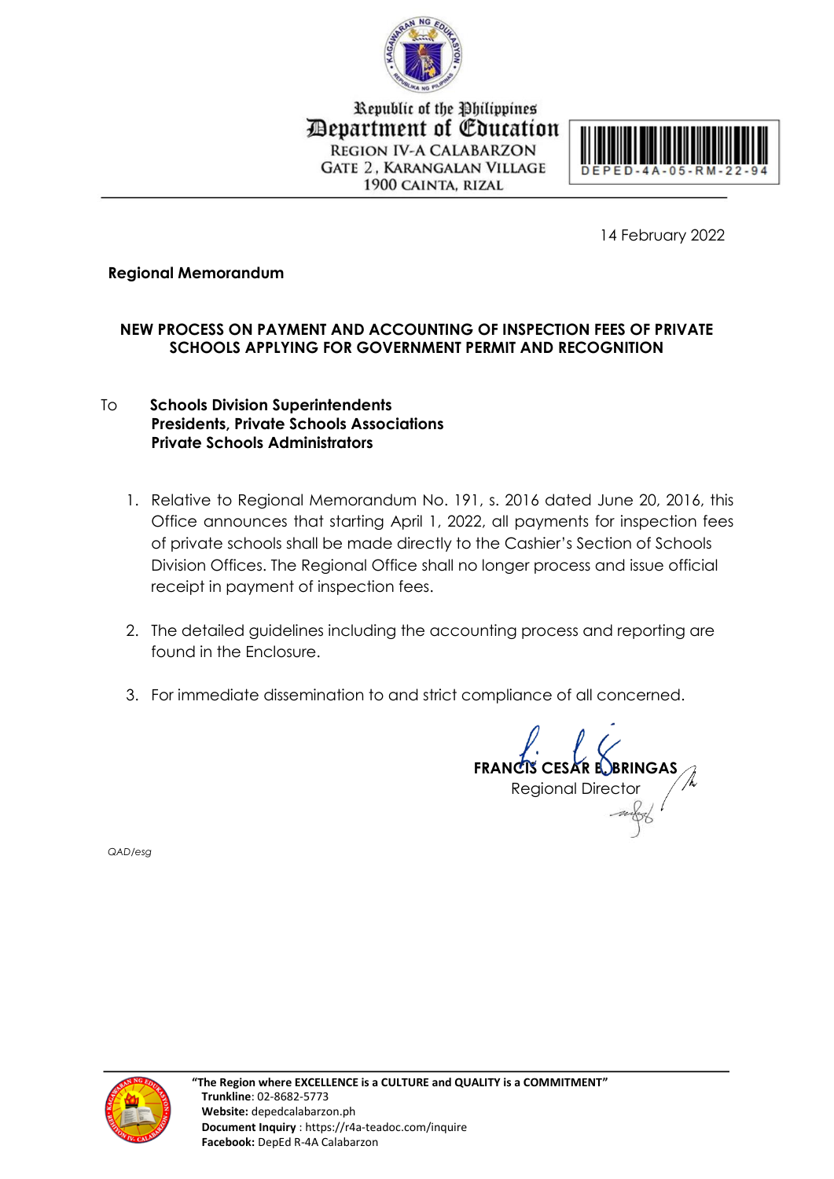Republic of the Philippines
Department of Education
REGION IV-A CALABARZON
GATE 2, KARANGALAN VILLAGE
1900 CAINTA, RIZAL

DEPED-4A-05-RM-22-94

14 February 2022

**Regional Memorandum**

**NEW PROCESS ON PAYMENT AND ACCOUNTING OF INSPECTION FEES OF PRIVATE SCHOOLS APPLYING FOR GOVERNMENT PERMIT AND RECOGNITION**

To **Schools Division Superintendents**
**Presidents, Private Schools Associations**
**Private Schools Administrators**

1. Relative to Regional Memorandum No. 191, s. 2016 dated June 20, 2016, this Office announces that starting April 1, 2022, all payments for inspection fees of private schools shall be made directly to the Cashier's Section of Schools Division Offices. The Regional Office shall no longer process and issue official receipt in payment of inspection fees.

2. The detailed guidelines including the accounting process and reporting are found in the Enclosure.

3. For immediate dissemination to and strict compliance of all concerned.

**FRANCIS CESAR B. BRINGAS**
Regional Director

*QAD/esg*

**"The Region where EXCELLENCE is a CULTURE and QUALITY is a COMMITMENT"**
**Trunkline**: 02-8682-5773
**Website:** depedcalabarzon.ph
**Document Inquiry** : https://r4a-teadoc.com/inquire
**Facebook:** DepEd R-4A Calabarzon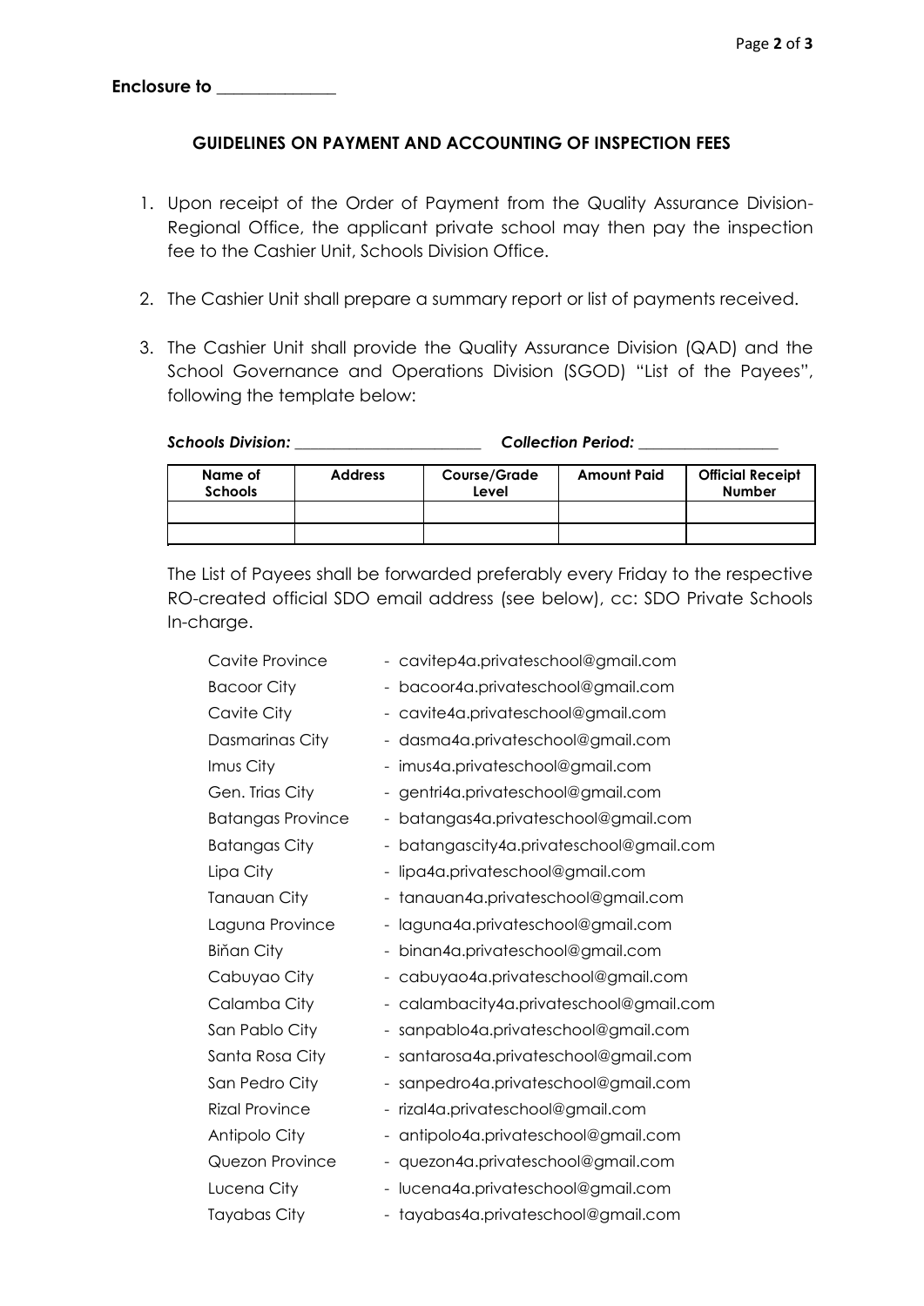**Enclosure to \_\_\_\_\_\_\_\_\_\_\_\_\_\_**

## GUIDELINES ON PAYMENT AND ACCOUNTING OF INSPECTION FEES

1. Upon receipt of the Order of Payment from the Quality Assurance Division-Regional Office, the applicant private school may then pay the inspection fee to the Cashier Unit, Schools Division Office.

2. The Cashier Unit shall prepare a summary report or list of payments received.

3. The Cashier Unit shall provide the Quality Assurance Division (QAD) and the School Governance and Operations Division (SGOD) "List of the Payees", following the template below:

   ***Schools Division:*** \_\_\_\_\_\_\_\_\_\_\_\_\_\_\_\_\_\_\_\_\_\_\_\_ ***Collection Period:*** \_\_\_\_\_\_\_\_\_\_\_\_\_\_\_\_\_\_

   | Name of Schools | Address | Course/Grade Level | Amount Paid | Official Receipt Number |
   |---|---|---|---|---|
   | | | | | |
   | | | | | |

   The List of Payees shall be forwarded preferably every Friday to the respective RO-created official SDO email address (see below), cc: SDO Private Schools In-charge.

   Cavite Province - cavitep4a.privateschool@gmail.com
   Bacoor City - bacoor4a.privateschool@gmail.com
   Cavite City - cavite4a.privateschool@gmail.com
   Dasmarinas City - dasma4a.privateschool@gmail.com
   Imus City - imus4a.privateschool@gmail.com
   Gen. Trias City - gentri4a.privateschool@gmail.com
   Batangas Province - batangas4a.privateschool@gmail.com
   Batangas City - batangascity4a.privateschool@gmail.com
   Lipa City - lipa4a.privateschool@gmail.com
   Tanauan City - tanauan4a.privateschool@gmail.com
   Laguna Province - laguna4a.privateschool@gmail.com
   Biňan City - binan4a.privateschool@gmail.com
   Cabuyao City - cabuyao4a.privateschool@gmail.com
   Calamba City - calambacity4a.privateschool@gmail.com
   San Pablo City - sanpablo4a.privateschool@gmail.com
   Santa Rosa City - santarosa4a.privateschool@gmail.com
   San Pedro City - sanpedro4a.privateschool@gmail.com
   Rizal Province - rizal4a.privateschool@gmail.com
   Antipolo City - antipolo4a.privateschool@gmail.com
   Quezon Province - quezon4a.privateschool@gmail.com
   Lucena City - lucena4a.privateschool@gmail.com
   Tayabas City - tayabas4a.privateschool@gmail.com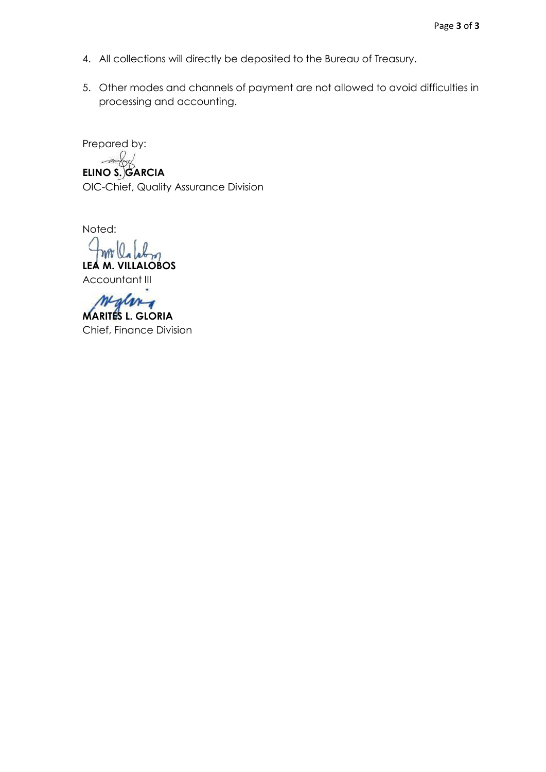4. All collections will directly be deposited to the Bureau of Treasury.

5. Other modes and channels of payment are not allowed to avoid difficulties in processing and accounting.

Prepared by:

**ELINO S. GARCIA**
OIC-Chief, Quality Assurance Division

Noted:

**LEA M. VILLALOBOS**
Accountant III

**MARITES L. GLORIA**
Chief, Finance Division